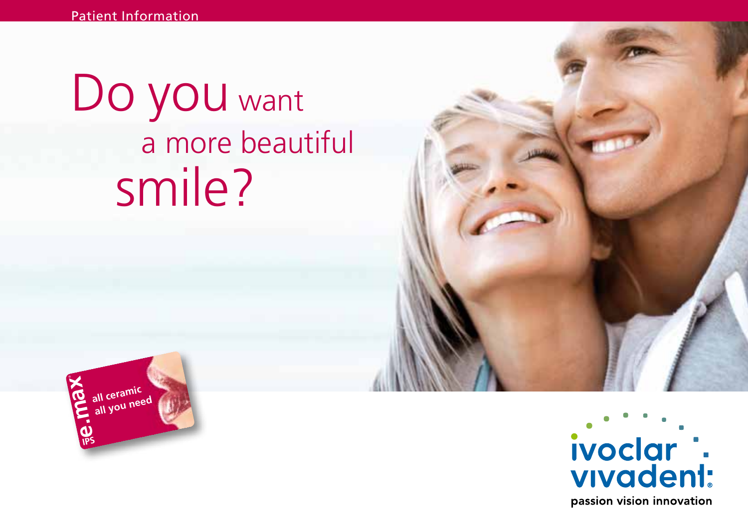Patient Information

# Do you want a more beautiful smile?

IPS e.max

all ceramic
all you need

ivoclar vivadent

passion vision innovation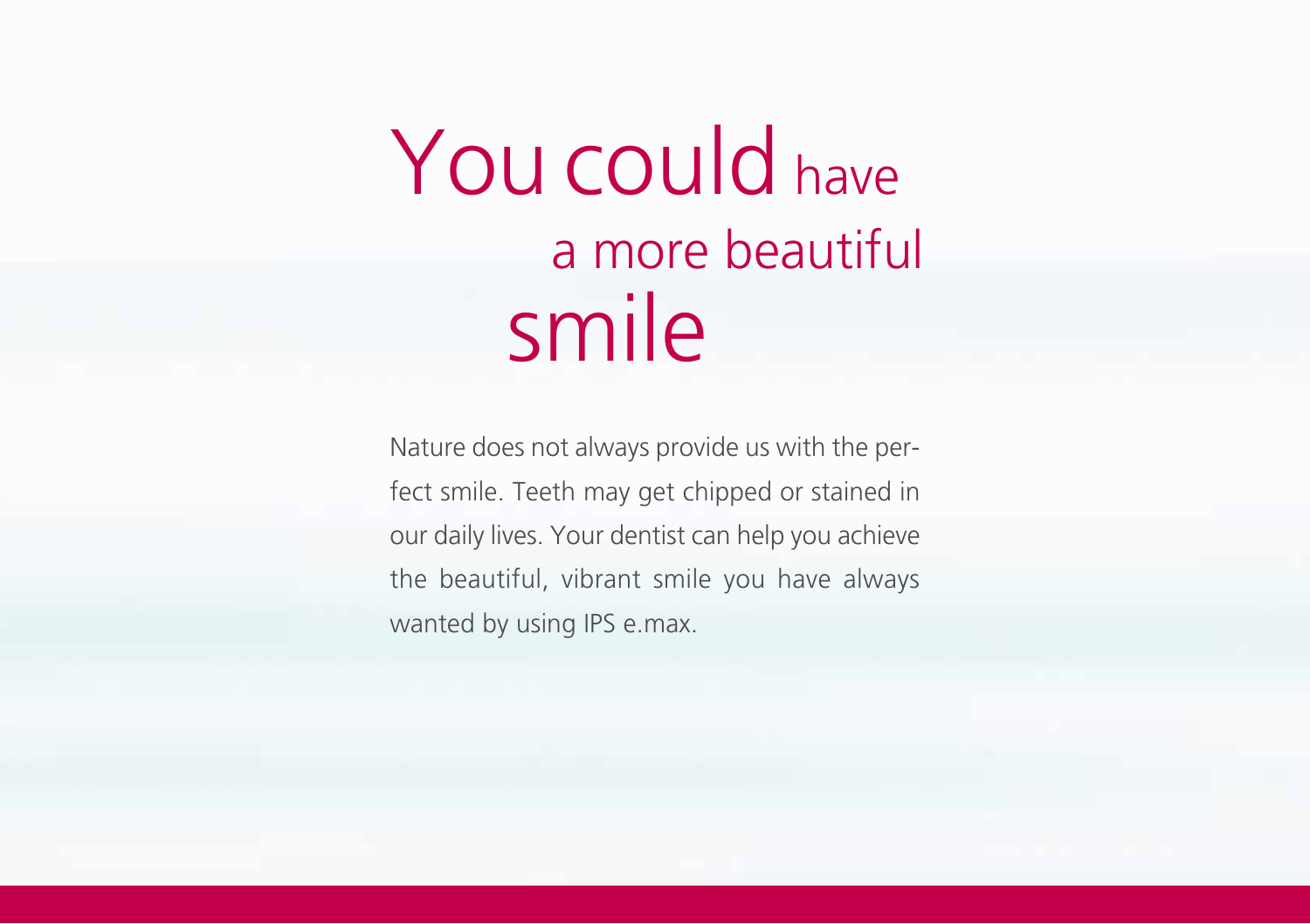# You could have a more beautiful smile

Nature does not always provide us with the perfect smile. Teeth may get chipped or stained in our daily lives. Your dentist can help you achieve the beautiful, vibrant smile you have always wanted by using IPS e.max.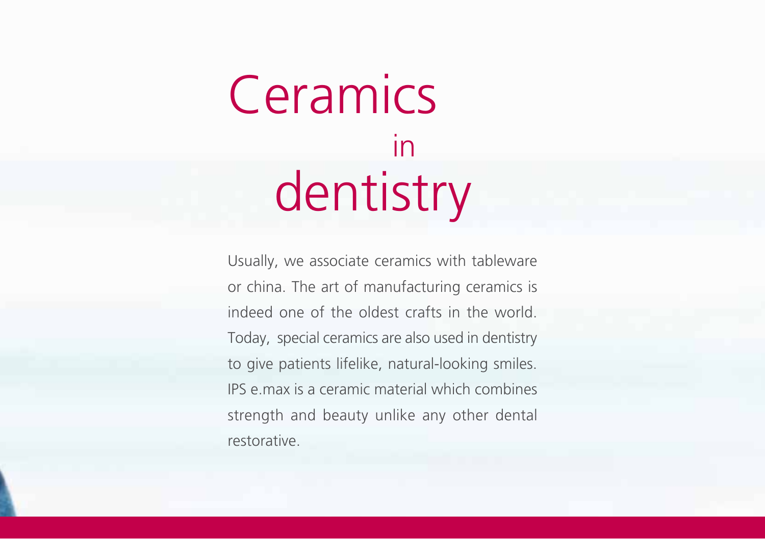# Ceramics in dentistry

Usually, we associate ceramics with tableware or china. The art of manufacturing ceramics is indeed one of the oldest crafts in the world. Today, special ceramics are also used in dentistry to give patients lifelike, natural-looking smiles. IPS e.max is a ceramic material which combines strength and beauty unlike any other dental restorative.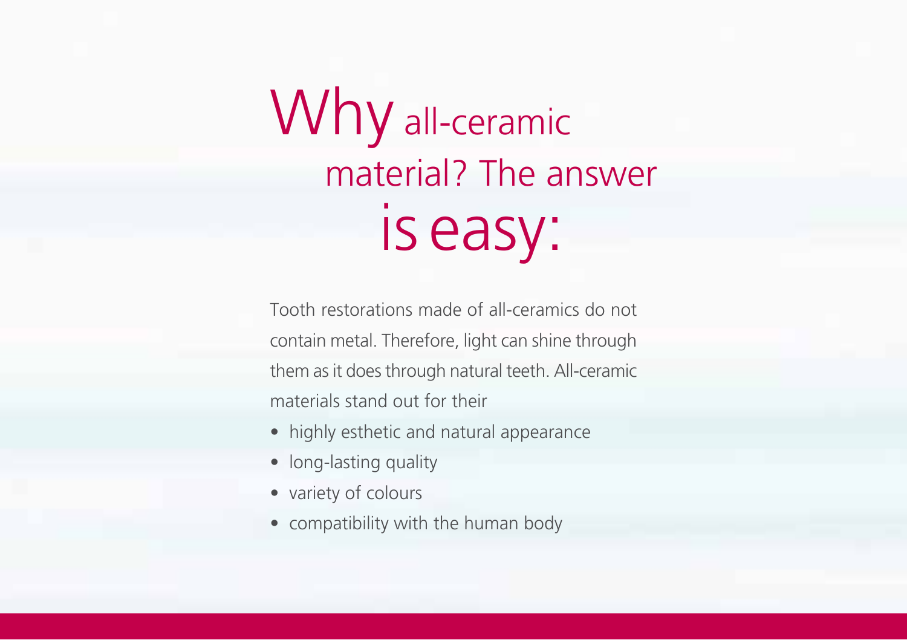# Why all-ceramic material? The answer is easy:

Tooth restorations made of all-ceramics do not contain metal. Therefore, light can shine through them as it does through natural teeth. All-ceramic materials stand out for their

- highly esthetic and natural appearance
- long-lasting quality
- variety of colours
- compatibility with the human body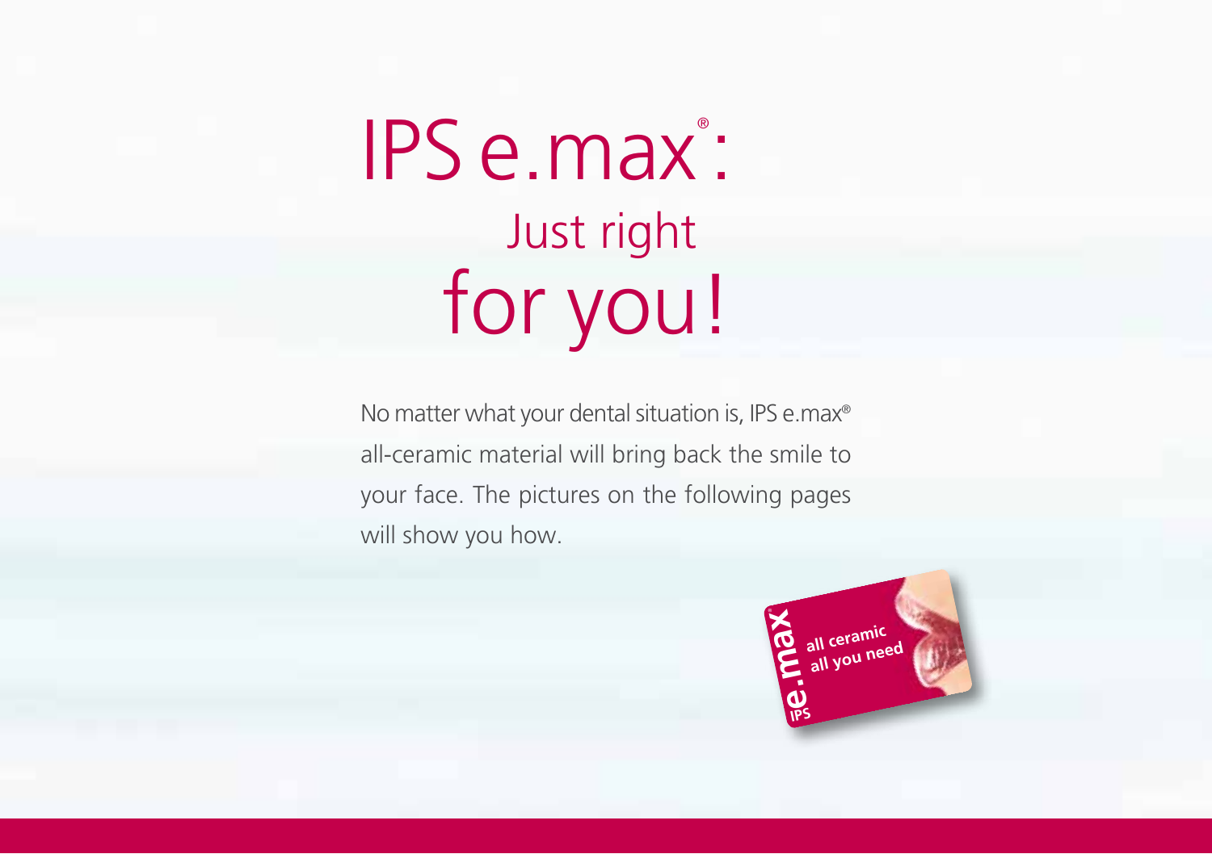# IPS e.max®: Just right for you!

No matter what your dental situation is, IPS e.max® all-ceramic material will bring back the smile to your face. The pictures on the following pages will show you how.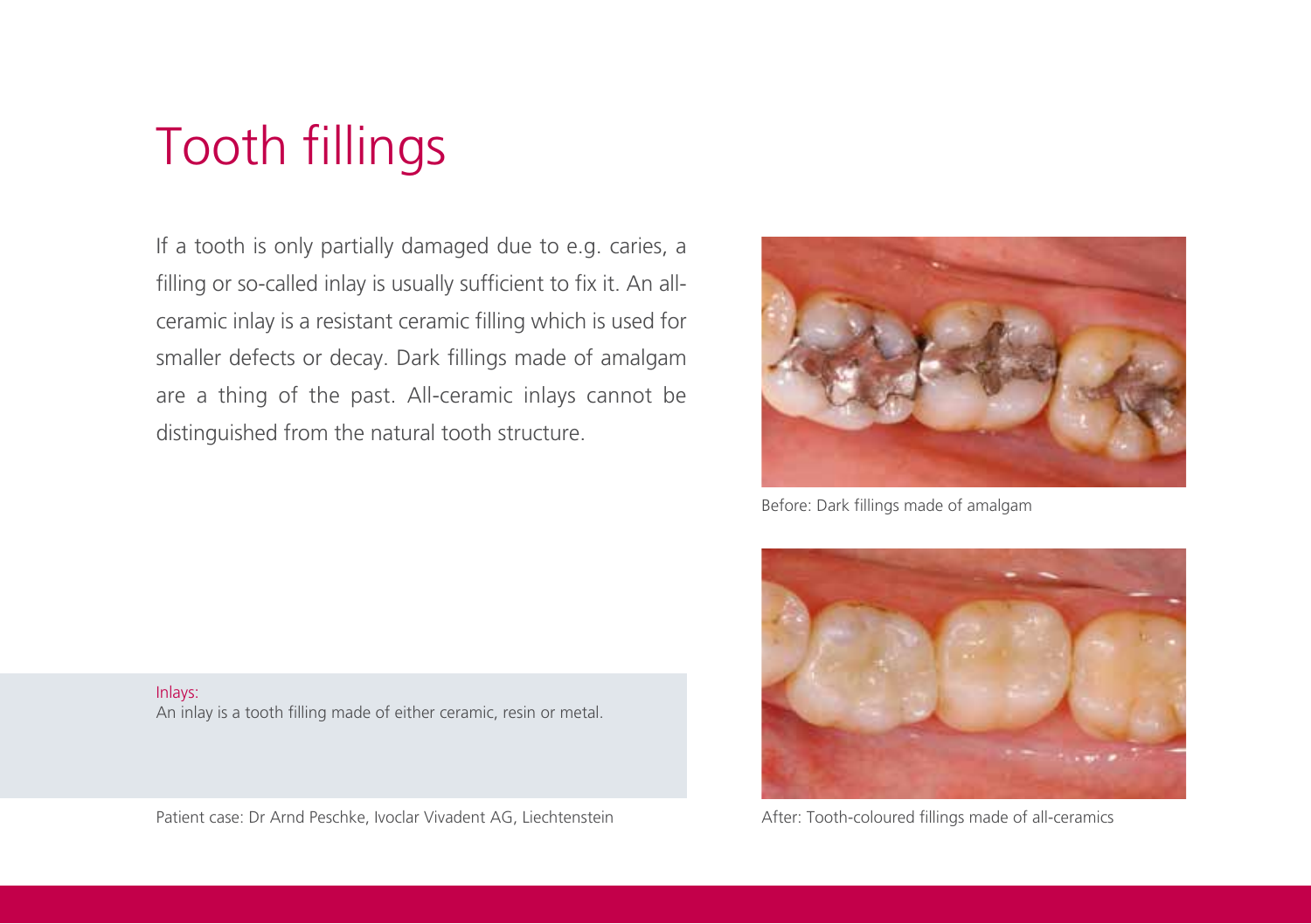# Tooth fillings

If a tooth is only partially damaged due to e.g. caries, a filling or so-called inlay is usually sufficient to fix it. An all-ceramic inlay is a resistant ceramic filling which is used for smaller defects or decay. Dark fillings made of amalgam are a thing of the past. All-ceramic inlays cannot be distinguished from the natural tooth structure.

Before: Dark fillings made of amalgam

After: Tooth-coloured fillings made of all-ceramics

**Inlays:**
An inlay is a tooth filling made of either ceramic, resin or metal.

Patient case: Dr Arnd Peschke, Ivoclar Vivadent AG, Liechtenstein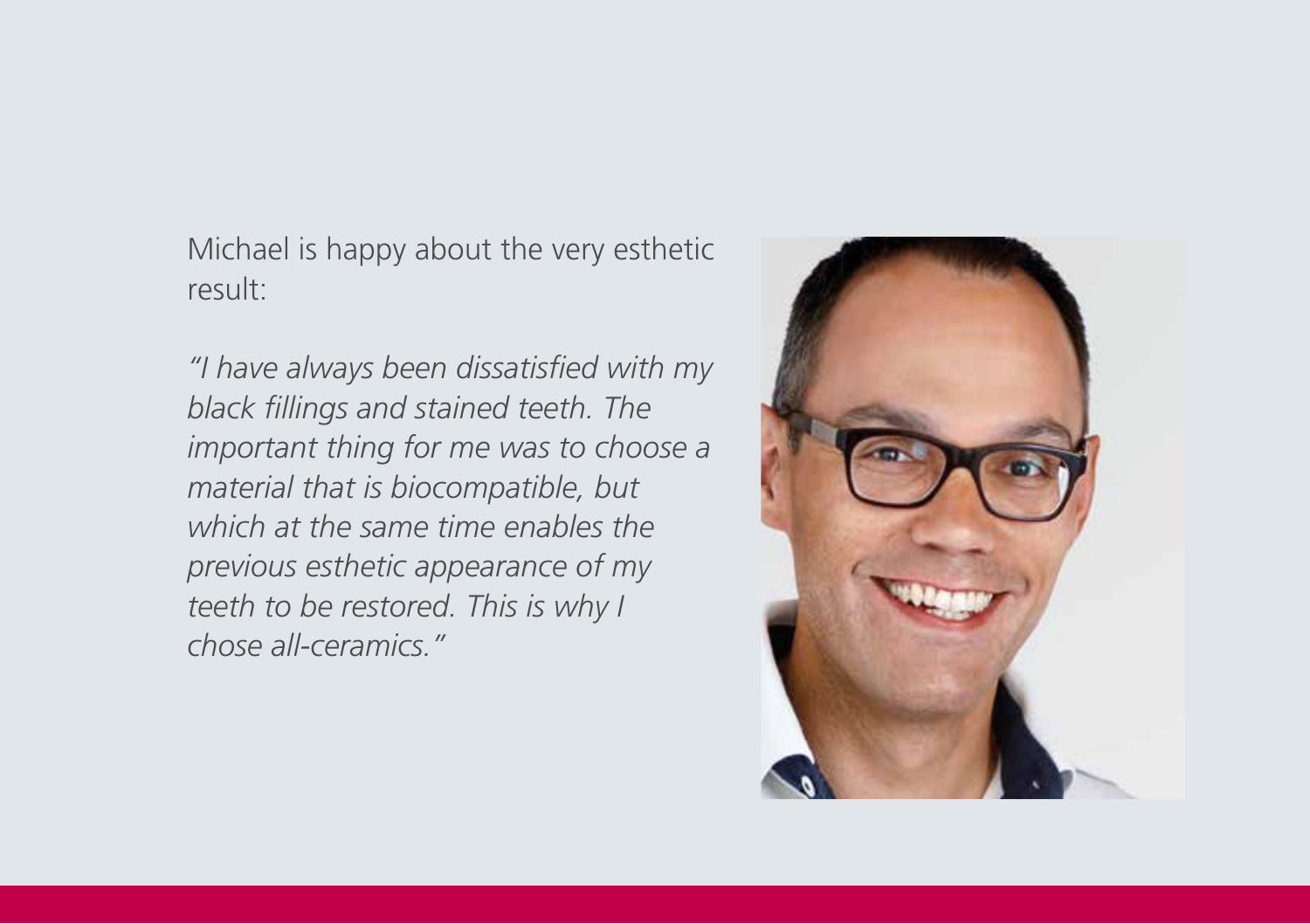Michael is happy about the very esthetic result:

*"I have always been dissatisfied with my black fillings and stained teeth. The important thing for me was to choose a material that is biocompatible, but which at the same time enables the previous esthetic appearance of my teeth to be restored. This is why I chose all-ceramics."*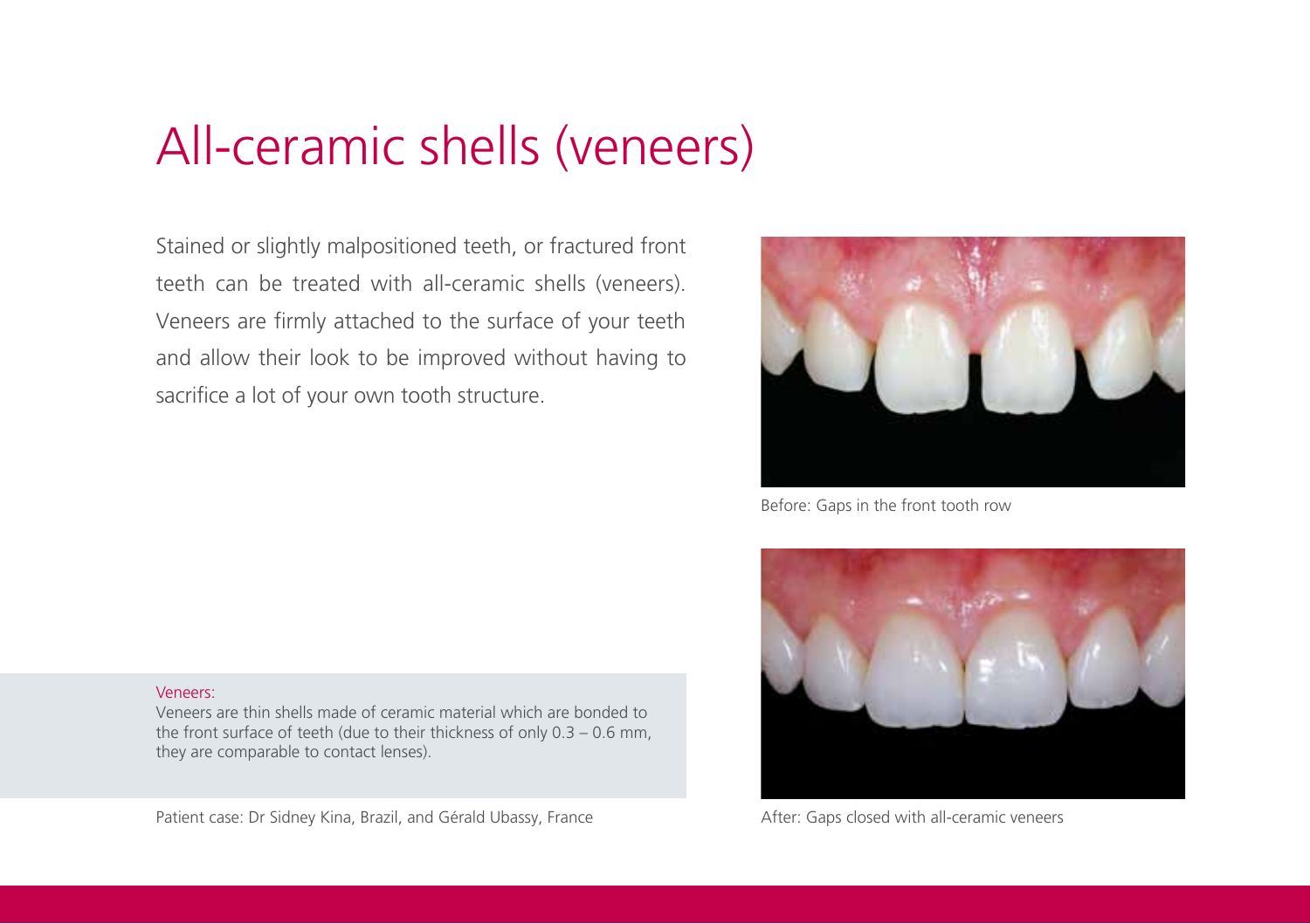# All-ceramic shells (veneers)

Stained or slightly malpositioned teeth, or fractured front teeth can be treated with all-ceramic shells (veneers). Veneers are firmly attached to the surface of your teeth and allow their look to be improved without having to sacrifice a lot of your own tooth structure.

Before: Gaps in the front tooth row

After: Gaps closed with all-ceramic veneers

Veneers:

Veneers are thin shells made of ceramic material which are bonded to the front surface of teeth (due to their thickness of only 0.3 – 0.6 mm, they are comparable to contact lenses).

Patient case: Dr Sidney Kina, Brazil, and Gérald Ubassy, France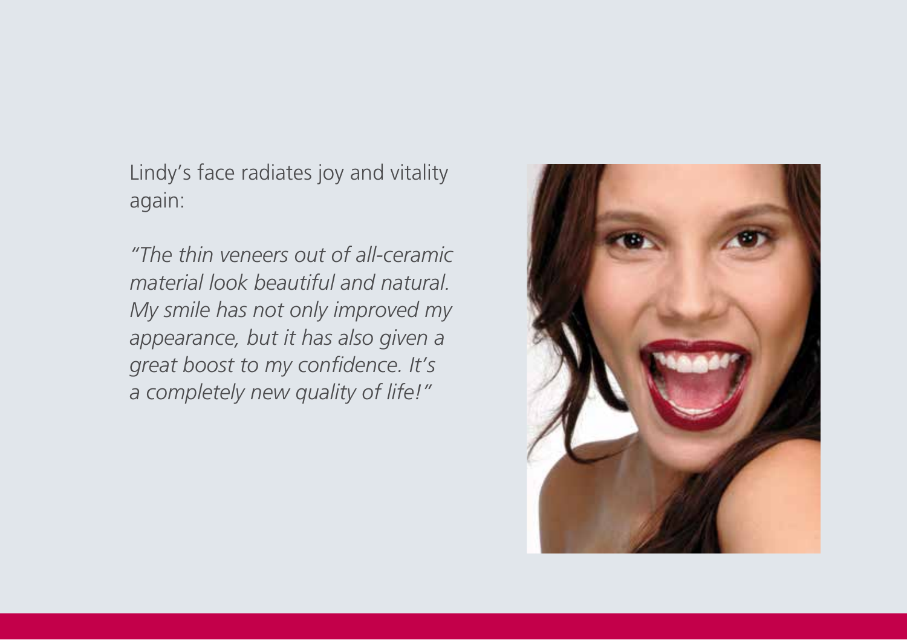Lindy's face radiates joy and vitality again:

*"The thin veneers out of all-ceramic material look beautiful and natural. My smile has not only improved my appearance, but it has also given a great boost to my confidence. It's a completely new quality of life!"*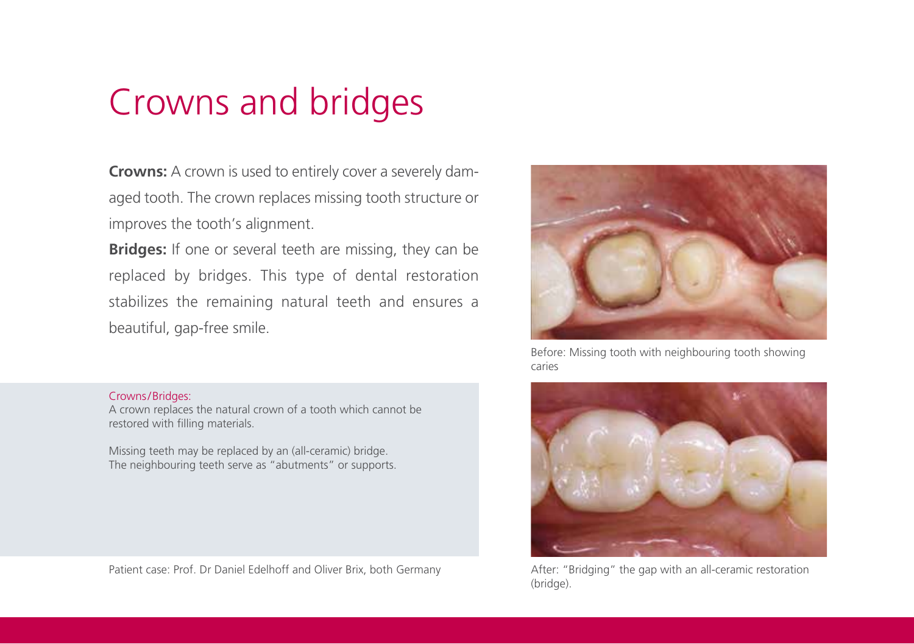# Crowns and bridges

**Crowns:** A crown is used to entirely cover a severely damaged tooth. The crown replaces missing tooth structure or improves the tooth's alignment.

**Bridges:** If one or several teeth are missing, they can be replaced by bridges. This type of dental restoration stabilizes the remaining natural teeth and ensures a beautiful, gap-free smile.

Crowns/Bridges:

A crown replaces the natural crown of a tooth which cannot be restored with filling materials.

Missing teeth may be replaced by an (all-ceramic) bridge. The neighbouring teeth serve as "abutments" or supports.

Before: Missing tooth with neighbouring tooth showing caries

After: "Bridging" the gap with an all-ceramic restoration (bridge).

Patient case: Prof. Dr Daniel Edelhoff and Oliver Brix, both Germany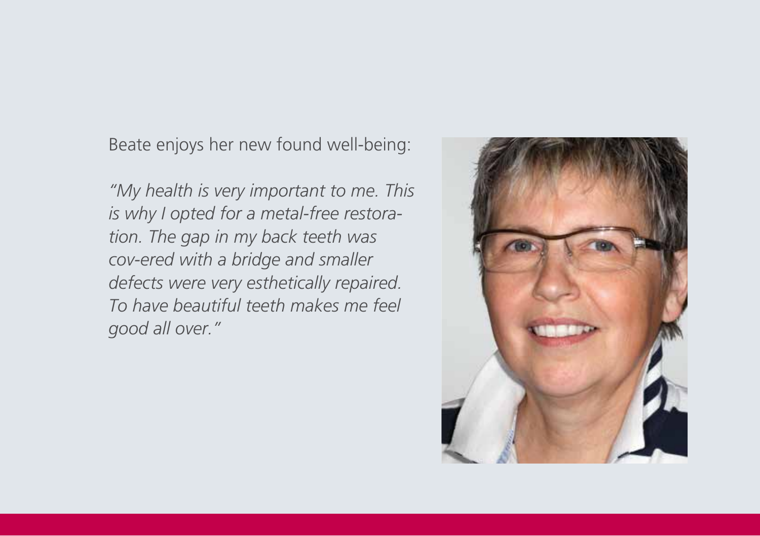Beate enjoys her new found well-being:

*"My health is very important to me. This is why I opted for a metal-free restoration. The gap in my back teeth was cov-ered with a bridge and smaller defects were very esthetically repaired. To have beautiful teeth makes me feel good all over."*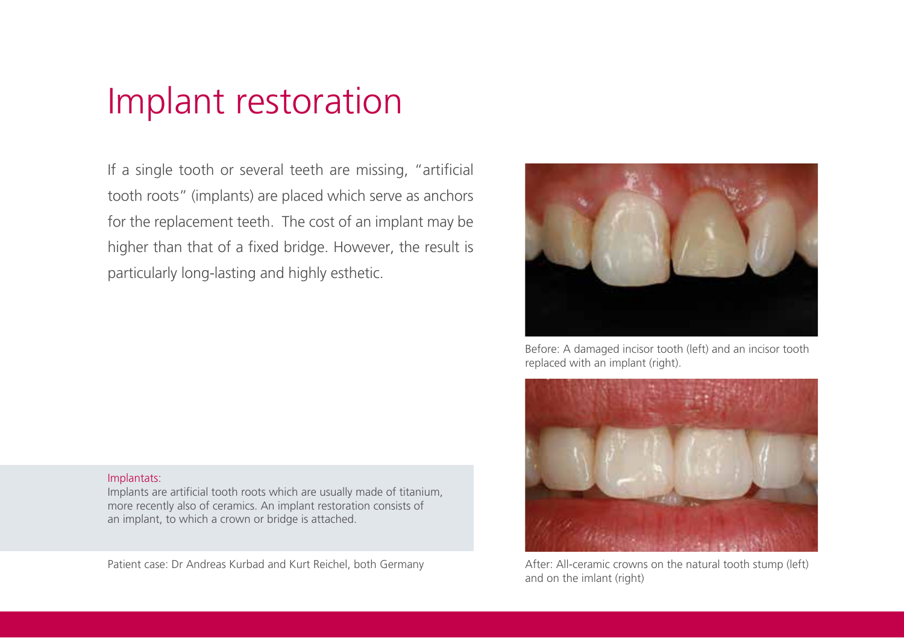# Implant restoration

If a single tooth or several teeth are missing, "artificial tooth roots" (implants) are placed which serve as anchors for the replacement teeth. The cost of an implant may be higher than that of a fixed bridge. However, the result is particularly long-lasting and highly esthetic.

Before: A damaged incisor tooth (left) and an incisor tooth replaced with an implant (right).

After: All-ceramic crowns on the natural tooth stump (left) and on the imlant (right)

Implantats:
Implants are artificial tooth roots which are usually made of titanium, more recently also of ceramics. An implant restoration consists of an implant, to which a crown or bridge is attached.

Patient case: Dr Andreas Kurbad and Kurt Reichel, both Germany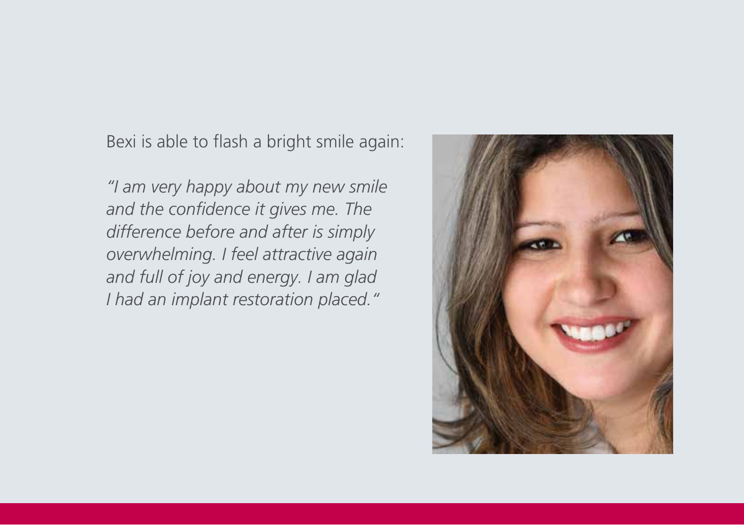Bexi is able to flash a bright smile again:

*"I am very happy about my new smile and the confidence it gives me. The difference before and after is simply overwhelming. I feel attractive again and full of joy and energy. I am glad I had an implant restoration placed."*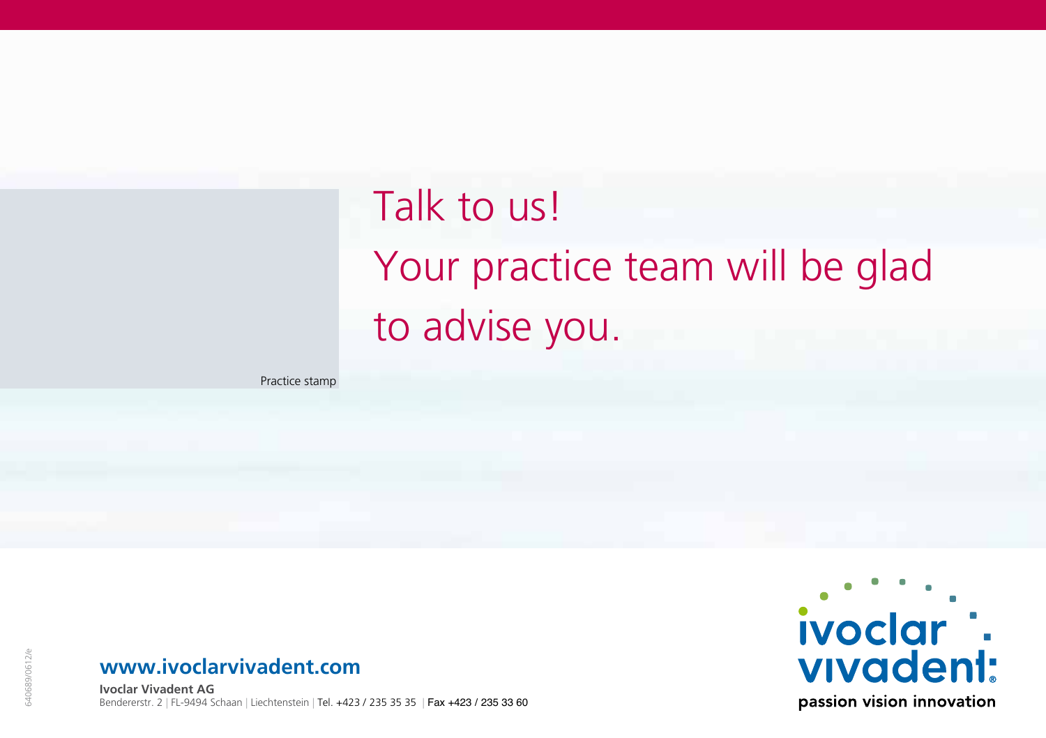Practice stamp

# Talk to us!
# Your practice team will be glad to advise you.

**www.ivoclarvivadent.com**

**Ivoclar Vivadent AG**
Bendererstr. 2 | FL-9494 Schaan | Liechtenstein | Tel. +423 / 235 35 35 | Fax +423 / 235 33 60

ivoclar vivadent®
passion vision innovation

640689/0612/e